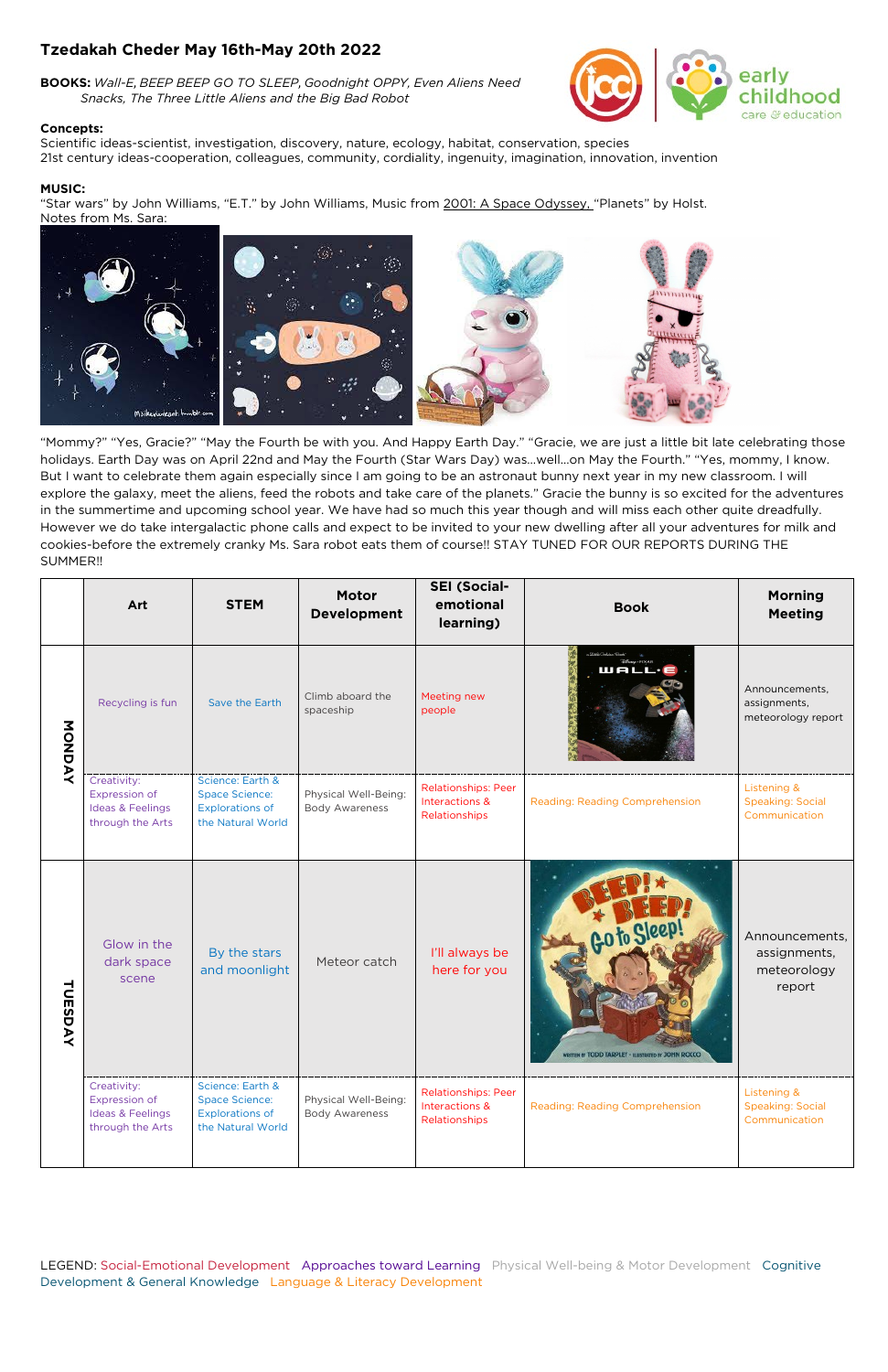# Tzedakah Cheder May 16th-May 20th 2022

**BOOKS:** *Wall-E, BEEP BEEP GO TO SLEEP, Goodnight OPPY, Even Aliens Need Snacks, The Three Little Aliens and the Big Bad Robot*

**Concepts:**
Scientific ideas-scientist, investigation, discovery, nature, ecology, habitat, conservation, species
21st century ideas-cooperation, colleagues, community, cordiality, ingenuity, imagination, innovation, invention

**MUSIC:**
"Star wars" by John Williams, "E.T." by John Williams, Music from 2001: A Space Odyssey, "Planets" by Holst.
Notes from Ms. Sara:

"Mommy?" "Yes, Gracie?" "May the Fourth be with you. And Happy Earth Day." "Gracie, we are just a little bit late celebrating those holidays. Earth Day was on April 22nd and May the Fourth (Star Wars Day) was...well...on May the Fourth." "Yes, mommy, I know. But I want to celebrate them again especially since I am going to be an astronaut bunny next year in my new classroom. I will explore the galaxy, meet the aliens, feed the robots and take care of the planets." Gracie the bunny is so excited for the adventures in the summertime and upcoming school year. We have had so much this year though and will miss each other quite dreadfully. However we do take intergalactic phone calls and expect to be invited to your new dwelling after all your adventures for milk and cookies-before the extremely cranky Ms. Sara robot eats them of course!! STAY TUNED FOR OUR REPORTS DURING THE SUMMER!!

| | Art | STEM | Motor Development | SEI (Social-emotional learning) | Book | Morning Meeting |
|---|---|---|---|---|---|---|
| MONDAY | Recycling is fun | Save the Earth | Climb aboard the spaceship | Meeting new people | Wall-E | Announcements, assignments, meteorology report |
| | Creativity: Expression of Ideas & Feelings through the Arts | Science: Earth & Space Science: Explorations of the Natural World | Physical Well-Being: Body Awareness | Relationships: Peer Interactions & Relationships | Reading: Reading Comprehension | Listening & Speaking: Social Communication |
| TUESDAY | Glow in the dark space scene | By the stars and moonlight | Meteor catch | I'll always be here for you | Beep! Beep! Go to Sleep! | Announcements, assignments, meteorology report |
| | Creativity: Expression of Ideas & Feelings through the Arts | Science: Earth & Space Science: Explorations of the Natural World | Physical Well-Being: Body Awareness | Relationships: Peer Interactions & Relationships | Reading: Reading Comprehension | Listening & Speaking: Social Communication |

LEGEND: Social-Emotional Development Approaches toward Learning Physical Well-being & Motor Development Cognitive Development & General Knowledge Language & Literacy Development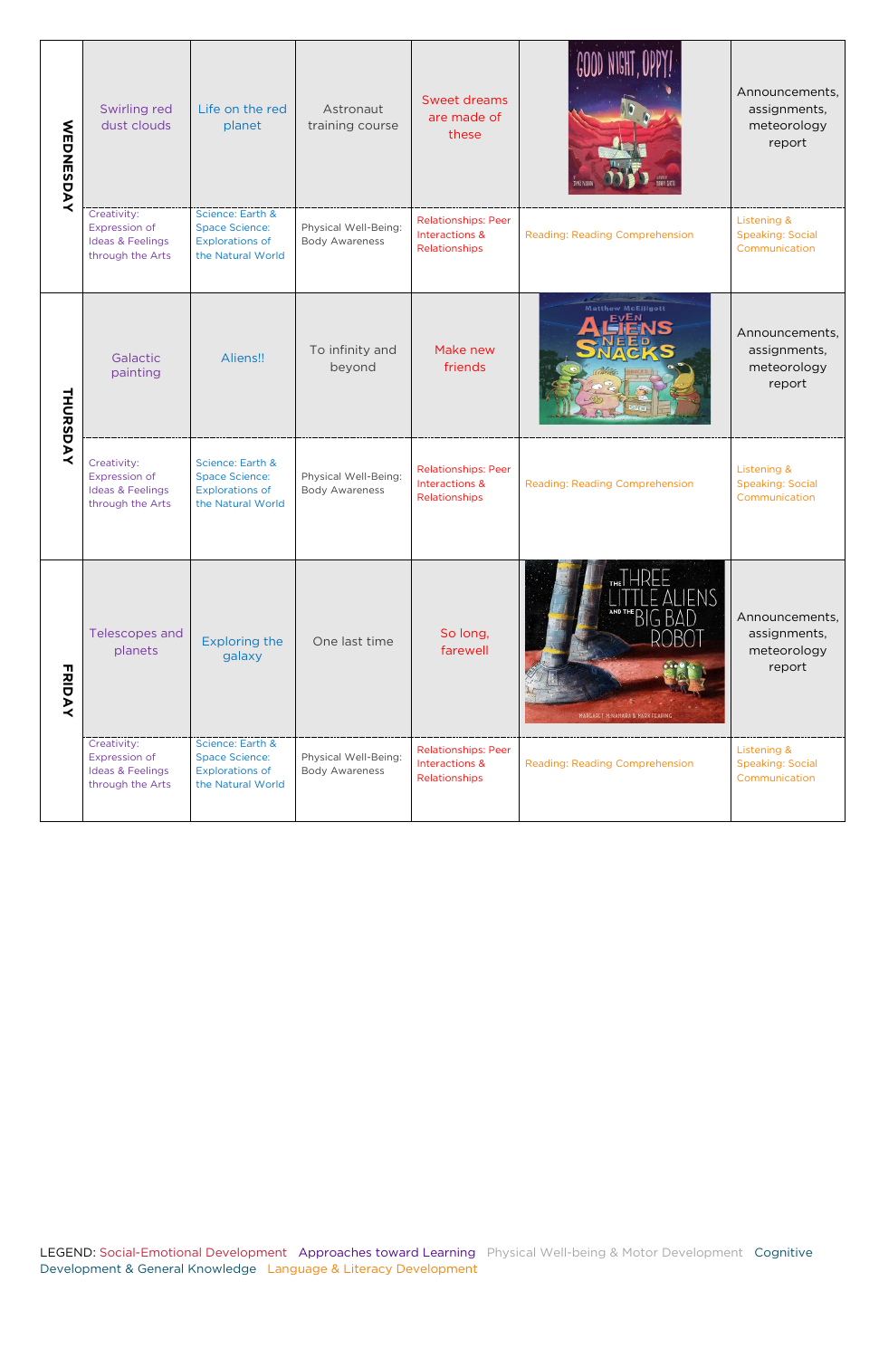| | | | | | | |
|---|---|---|---|---|---|---|
| WEDNESDAY | Swirling red dust clouds | Life on the red planet | Astronaut training course | Sweet dreams are made of these | | Announcements, assignments, meteorology report |
| | Creativity: Expression of Ideas & Feelings through the Arts | Science: Earth & Space Science: Explorations of the Natural World | Physical Well-Being: Body Awareness | Relationships: Peer Interactions & Relationships | Reading: Reading Comprehension | Listening & Speaking: Social Communication |
| THURSDAY | Galactic painting | Aliens!! | To infinity and beyond | Make new friends | | Announcements, assignments, meteorology report |
| | Creativity: Expression of Ideas & Feelings through the Arts | Science: Earth & Space Science: Explorations of the Natural World | Physical Well-Being: Body Awareness | Relationships: Peer Interactions & Relationships | Reading: Reading Comprehension | Listening & Speaking: Social Communication |
| FRIDAY | Telescopes and planets | Exploring the galaxy | One last time | So long, farewell | | Announcements, assignments, meteorology report |
| | Creativity: Expression of Ideas & Feelings through the Arts | Science: Earth & Space Science: Explorations of the Natural World | Physical Well-Being: Body Awareness | Relationships: Peer Interactions & Relationships | Reading: Reading Comprehension | Listening & Speaking: Social Communication |

LEGEND: Social-Emotional Development Approaches toward Learning Physical Well-being & Motor Development Cognitive Development & General Knowledge Language & Literacy Development